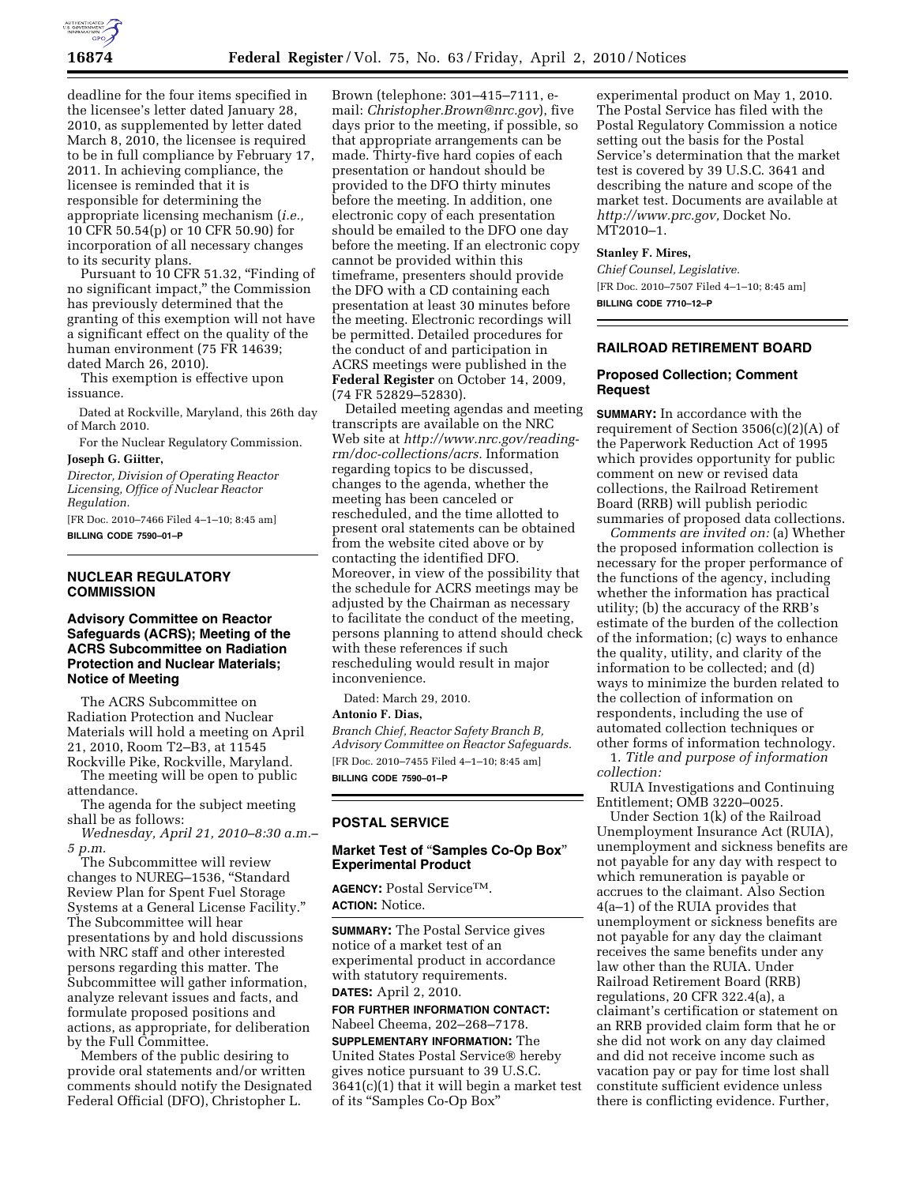deadline for the four items specified in the licensee's letter dated January 28, 2010, as supplemented by letter dated March 8, 2010, the licensee is required to be in full compliance by February 17, 2011. In achieving compliance, the licensee is reminded that it is responsible for determining the appropriate licensing mechanism (*i.e.,* 10 CFR 50.54(p) or 10 CFR 50.90) for incorporation of all necessary changes to its security plans.

Pursuant to 10 CFR 51.32, "Finding of no significant impact," the Commission has previously determined that the granting of this exemption will not have a significant effect on the quality of the human environment (75 FR 14639; dated March 26, 2010).

This exemption is effective upon issuance.

Dated at Rockville, Maryland, this 26th day of March 2010.

For the Nuclear Regulatory Commission.

**Joseph G. Giitter,**

*Director, Division of Operating Reactor Licensing, Office of Nuclear Reactor Regulation.*

[FR Doc. 2010–7466 Filed 4–1–10; 8:45 am]

**BILLING CODE 7590–01–P**

## NUCLEAR REGULATORY COMMISSION

### Advisory Committee on Reactor Safeguards (ACRS); Meeting of the ACRS Subcommittee on Radiation Protection and Nuclear Materials; Notice of Meeting

The ACRS Subcommittee on Radiation Protection and Nuclear Materials will hold a meeting on April 21, 2010, Room T2–B3, at 11545 Rockville Pike, Rockville, Maryland.

The meeting will be open to public attendance.

The agenda for the subject meeting shall be as follows:

*Wednesday, April 21, 2010–8:30 a.m.–5 p.m.*

The Subcommittee will review changes to NUREG–1536, "Standard Review Plan for Spent Fuel Storage Systems at a General License Facility." The Subcommittee will hear presentations by and hold discussions with NRC staff and other interested persons regarding this matter. The Subcommittee will gather information, analyze relevant issues and facts, and formulate proposed positions and actions, as appropriate, for deliberation by the Full Committee.

Members of the public desiring to provide oral statements and/or written comments should notify the Designated Federal Official (DFO), Christopher L. Brown (telephone: 301–415–7111, e-mail: *Christopher.Brown@nrc.gov*), five days prior to the meeting, if possible, so that appropriate arrangements can be made. Thirty-five hard copies of each presentation or handout should be provided to the DFO thirty minutes before the meeting. In addition, one electronic copy of each presentation should be emailed to the DFO one day before the meeting. If an electronic copy cannot be provided within this timeframe, presenters should provide the DFO with a CD containing each presentation at least 30 minutes before the meeting. Electronic recordings will be permitted. Detailed procedures for the conduct of and participation in ACRS meetings were published in the **Federal Register** on October 14, 2009, (74 FR 52829–52830).

Detailed meeting agendas and meeting transcripts are available on the NRC Web site at *http://www.nrc.gov/reading-rm/doc-collections/acrs.* Information regarding topics to be discussed, changes to the agenda, whether the meeting has been canceled or rescheduled, and the time allotted to present oral statements can be obtained from the website cited above or by contacting the identified DFO. Moreover, in view of the possibility that the schedule for ACRS meetings may be adjusted by the Chairman as necessary to facilitate the conduct of the meeting, persons planning to attend should check with these references if such rescheduling would result in major inconvenience.

Dated: March 29, 2010.

**Antonio F. Dias,**

*Branch Chief, Reactor Safety Branch B, Advisory Committee on Reactor Safeguards.*

[FR Doc. 2010–7455 Filed 4–1–10; 8:45 am]

**BILLING CODE 7590–01–P**

## POSTAL SERVICE

### Market Test of "Samples Co-Op Box" Experimental Product

**AGENCY:** Postal Service™.

**ACTION:** Notice.

**SUMMARY:** The Postal Service gives notice of a market test of an experimental product in accordance with statutory requirements.

**DATES:** April 2, 2010.

**FOR FURTHER INFORMATION CONTACT:** Nabeel Cheema, 202–268–7178.

**SUPPLEMENTARY INFORMATION:** The United States Postal Service® hereby gives notice pursuant to 39 U.S.C. 3641(c)(1) that it will begin a market test of its "Samples Co-Op Box" experimental product on May 1, 2010. The Postal Service has filed with the Postal Regulatory Commission a notice setting out the basis for the Postal Service's determination that the market test is covered by 39 U.S.C. 3641 and describing the nature and scope of the market test. Documents are available at *http://www.prc.gov,* Docket No. MT2010–1.

**Stanley F. Mires,**

*Chief Counsel, Legislative.*

[FR Doc. 2010–7507 Filed 4–1–10; 8:45 am]

**BILLING CODE 7710–12–P**

## RAILROAD RETIREMENT BOARD

### Proposed Collection; Comment Request

**SUMMARY:** In accordance with the requirement of Section 3506(c)(2)(A) of the Paperwork Reduction Act of 1995 which provides opportunity for public comment on new or revised data collections, the Railroad Retirement Board (RRB) will publish periodic summaries of proposed data collections.

*Comments are invited on:* (a) Whether the proposed information collection is necessary for the proper performance of the functions of the agency, including whether the information has practical utility; (b) the accuracy of the RRB's estimate of the burden of the collection of the information; (c) ways to enhance the quality, utility, and clarity of the information to be collected; and (d) ways to minimize the burden related to the collection of information on respondents, including the use of automated collection techniques or other forms of information technology.

1. *Title and purpose of information collection:*

RUIA Investigations and Continuing Entitlement; OMB 3220–0025.

Under Section 1(k) of the Railroad Unemployment Insurance Act (RUIA), unemployment and sickness benefits are not payable for any day with respect to which remuneration is payable or accrues to the claimant. Also Section 4(a–1) of the RUIA provides that unemployment or sickness benefits are not payable for any day the claimant receives the same benefits under any law other than the RUIA. Under Railroad Retirement Board (RRB) regulations, 20 CFR 322.4(a), a claimant's certification or statement on an RRB provided claim form that he or she did not work on any day claimed and did not receive income such as vacation pay or pay for time lost shall constitute sufficient evidence unless there is conflicting evidence. Further,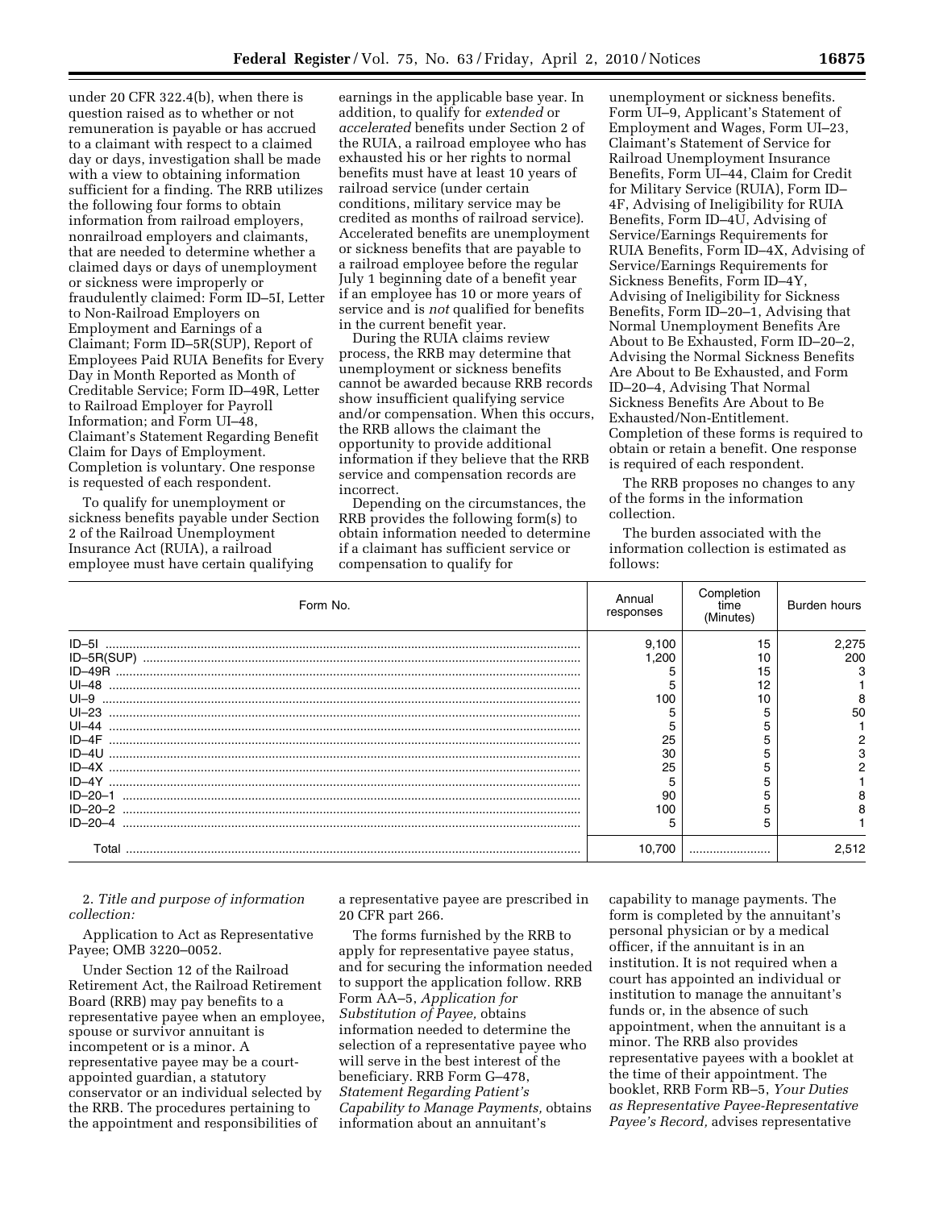under 20 CFR 322.4(b), when there is question raised as to whether or not remuneration is payable or has accrued to a claimant with respect to a claimed day or days, investigation shall be made with a view to obtaining information sufficient for a finding. The RRB utilizes the following four forms to obtain information from railroad employers, nonrailroad employers and claimants, that are needed to determine whether a claimed days or days of unemployment or sickness were improperly or fraudulently claimed: Form ID–5I, Letter to Non-Railroad Employers on Employment and Earnings of a Claimant; Form ID–5R(SUP), Report of Employees Paid RUIA Benefits for Every Day in Month Reported as Month of Creditable Service; Form ID–49R, Letter to Railroad Employer for Payroll Information; and Form UI–48, Claimant's Statement Regarding Benefit Claim for Days of Employment. Completion is voluntary. One response is requested of each respondent.

To qualify for unemployment or sickness benefits payable under Section 2 of the Railroad Unemployment Insurance Act (RUIA), a railroad employee must have certain qualifying earnings in the applicable base year. In addition, to qualify for *extended* or *accelerated* benefits under Section 2 of the RUIA, a railroad employee who has exhausted his or her rights to normal benefits must have at least 10 years of railroad service (under certain conditions, military service may be credited as months of railroad service). Accelerated benefits are unemployment or sickness benefits that are payable to a railroad employee before the regular July 1 beginning date of a benefit year if an employee has 10 or more years of service and is *not* qualified for benefits in the current benefit year.

During the RUIA claims review process, the RRB may determine that unemployment or sickness benefits cannot be awarded because RRB records show insufficient qualifying service and/or compensation. When this occurs, the RRB allows the claimant the opportunity to provide additional information if they believe that the RRB service and compensation records are incorrect.

Depending on the circumstances, the RRB provides the following form(s) to obtain information needed to determine if a claimant has sufficient service or compensation to qualify for unemployment or sickness benefits. Form UI–9, Applicant's Statement of Employment and Wages, Form UI–23, Claimant's Statement of Service for Railroad Unemployment Insurance Benefits, Form UI–44, Claim for Credit for Military Service (RUIA), Form ID–4F, Advising of Ineligibility for RUIA Benefits, Form ID–4U, Advising of Service/Earnings Requirements for RUIA Benefits, Form ID–4X, Advising of Service/Earnings Requirements for Sickness Benefits, Form ID–4Y, Advising of Ineligibility for Sickness Benefits, Form ID–20–1, Advising that Normal Unemployment Benefits Are About to Be Exhausted, Form ID–20–2, Advising the Normal Sickness Benefits Are About to Be Exhausted, and Form ID–20–4, Advising That Normal Sickness Benefits Are About to Be Exhausted/Non-Entitlement. Completion of these forms is required to obtain or retain a benefit. One response is required of each respondent.

The RRB proposes no changes to any of the forms in the information collection.

The burden associated with the information collection is estimated as follows:

| Form No. | Annual responses | Completion time (Minutes) | Burden hours |
|---|---|---|---|
| ID–5I | 9,100 | 15 | 2,275 |
| ID–5R(SUP) | 1,200 | 10 | 200 |
| ID–49R | 5 | 15 | 3 |
| UI–48 | 5 | 12 | 1 |
| UI–9 | 100 | 10 | 8 |
| UI–23 | 5 | 5 | 50 |
| UI–44 | 5 | 5 | 1 |
| ID–4F | 25 | 5 | 2 |
| ID–4U | 30 | 5 | 3 |
| ID–4X | 25 | 5 | 2 |
| ID–4Y | 5 | 5 | 1 |
| ID–20–1 | 90 | 5 | 8 |
| ID–20–2 | 100 | 5 | 8 |
| ID–20–4 | 5 | 5 | 1 |
| Total | 10,700 | ........................ | 2,512 |

2. *Title and purpose of information collection:*

Application to Act as Representative Payee; OMB 3220–0052.

Under Section 12 of the Railroad Retirement Act, the Railroad Retirement Board (RRB) may pay benefits to a representative payee when an employee, spouse or survivor annuitant is incompetent or is a minor. A representative payee may be a court-appointed guardian, a statutory conservator or an individual selected by the RRB. The procedures pertaining to the appointment and responsibilities of a representative payee are prescribed in 20 CFR part 266.

The forms furnished by the RRB to apply for representative payee status, and for securing the information needed to support the application follow. RRB Form AA–5, *Application for Substitution of Payee,* obtains information needed to determine the selection of a representative payee who will serve in the best interest of the beneficiary. RRB Form G–478, *Statement Regarding Patient's Capability to Manage Payments,* obtains information about an annuitant's capability to manage payments. The form is completed by the annuitant's personal physician or by a medical officer, if the annuitant is in an institution. It is not required when a court has appointed an individual or institution to manage the annuitant's funds or, in the absence of such appointment, when the annuitant is a minor. The RRB also provides representative payees with a booklet at the time of their appointment. The booklet, RRB Form RB–5, *Your Duties as Representative Payee-Representative Payee's Record,* advises representative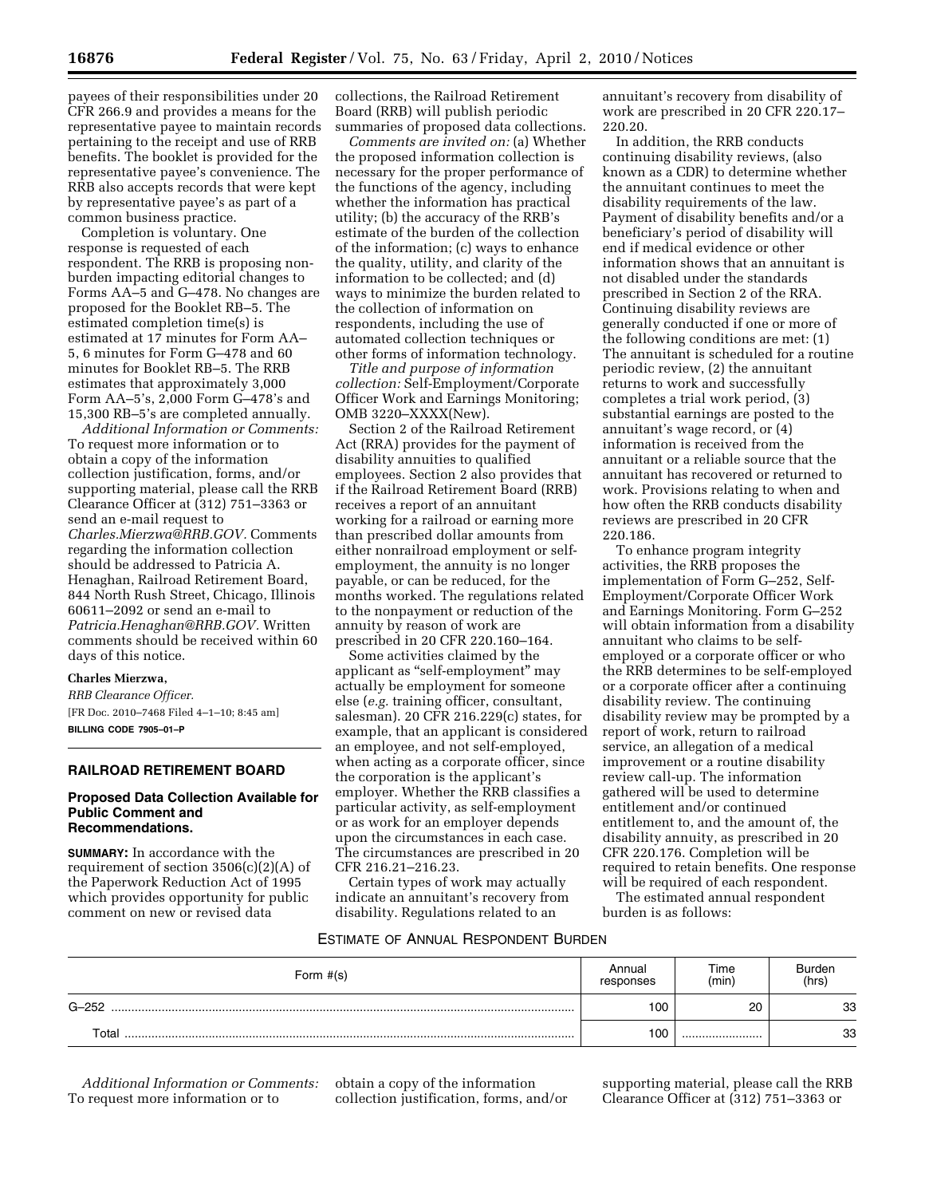payees of their responsibilities under 20 CFR 266.9 and provides a means for the representative payee to maintain records pertaining to the receipt and use of RRB benefits. The booklet is provided for the representative payee's convenience. The RRB also accepts records that were kept by representative payee's as part of a common business practice.

Completion is voluntary. One response is requested of each respondent. The RRB is proposing non-burden impacting editorial changes to Forms AA–5 and G–478. No changes are proposed for the Booklet RB–5. The estimated completion time(s) is estimated at 17 minutes for Form AA–5, 6 minutes for Form G–478 and 60 minutes for Booklet RB–5. The RRB estimates that approximately 3,000 Form AA–5's, 2,000 Form G–478's and 15,300 RB–5's are completed annually.

*Additional Information or Comments:* To request more information or to obtain a copy of the information collection justification, forms, and/or supporting material, please call the RRB Clearance Officer at (312) 751–3363 or send an e-mail request to *Charles.Mierzwa@RRB.GOV*. Comments regarding the information collection should be addressed to Patricia A. Henaghan, Railroad Retirement Board, 844 North Rush Street, Chicago, Illinois 60611–2092 or send an e-mail to *Patricia.Henaghan@RRB.GOV*. Written comments should be received within 60 days of this notice.

**Charles Mierzwa,**

*RRB Clearance Officer.*

[FR Doc. 2010–7468 Filed 4–1–10; 8:45 am]

**BILLING CODE 7905–01–P**

## RAILROAD RETIREMENT BOARD

### Proposed Data Collection Available for Public Comment and Recommendations.

**SUMMARY:** In accordance with the requirement of section 3506(c)(2)(A) of the Paperwork Reduction Act of 1995 which provides opportunity for public comment on new or revised data collections, the Railroad Retirement Board (RRB) will publish periodic summaries of proposed data collections.

*Comments are invited on:* (a) Whether the proposed information collection is necessary for the proper performance of the functions of the agency, including whether the information has practical utility; (b) the accuracy of the RRB's estimate of the burden of the collection of the information; (c) ways to enhance the quality, utility, and clarity of the information to be collected; and (d) ways to minimize the burden related to the collection of information on respondents, including the use of automated collection techniques or other forms of information technology.

*Title and purpose of information collection:* Self-Employment/Corporate Officer Work and Earnings Monitoring; OMB 3220–XXXX(New).

Section 2 of the Railroad Retirement Act (RRA) provides for the payment of disability annuities to qualified employees. Section 2 also provides that if the Railroad Retirement Board (RRB) receives a report of an annuitant working for a railroad or earning more than prescribed dollar amounts from either nonrailroad employment or self-employment, the annuity is no longer payable, or can be reduced, for the months worked. The regulations related to the nonpayment or reduction of the annuity by reason of work are prescribed in 20 CFR 220.160–164.

Some activities claimed by the applicant as "self-employment" may actually be employment for someone else (*e.g.* training officer, consultant, salesman). 20 CFR 216.229(c) states, for example, that an applicant is considered an employee, and not self-employed, when acting as a corporate officer, since the corporation is the applicant's employer. Whether the RRB classifies a particular activity, as self-employment or as work for an employer depends upon the circumstances in each case. The circumstances are prescribed in 20 CFR 216.21–216.23.

Certain types of work may actually indicate an annuitant's recovery from disability. Regulations related to an annuitant's recovery from disability of work are prescribed in 20 CFR 220.17–220.20.

In addition, the RRB conducts continuing disability reviews, (also known as a CDR) to determine whether the annuitant continues to meet the disability requirements of the law. Payment of disability benefits and/or a beneficiary's period of disability will end if medical evidence or other information shows that an annuitant is not disabled under the standards prescribed in Section 2 of the RRA. Continuing disability reviews are generally conducted if one or more of the following conditions are met: (1) The annuitant is scheduled for a routine periodic review, (2) the annuitant returns to work and successfully completes a trial work period, (3) substantial earnings are posted to the annuitant's wage record, or (4) information is received from the annuitant or a reliable source that the annuitant has recovered or returned to work. Provisions relating to when and how often the RRB conducts disability reviews are prescribed in 20 CFR 220.186.

To enhance program integrity activities, the RRB proposes the implementation of Form G–252, Self-Employment/Corporate Officer Work and Earnings Monitoring. Form G–252 will obtain information from a disability annuitant who claims to be self-employed or a corporate officer or who the RRB determines to be self-employed or a corporate officer after a continuing disability review. The continuing disability review may be prompted by a report of work, return to railroad service, an allegation of a medical improvement or a routine disability review call-up. The information gathered will be used to determine entitlement and/or continued entitlement to, and the amount of, the disability annuity, as prescribed in 20 CFR 220.176. Completion will be required to retain benefits. One response will be required of each respondent.

The estimated annual respondent burden is as follows:

ESTIMATE OF ANNUAL RESPONDENT BURDEN

| Form #(s) | Annual responses | Time (min) | Burden (hrs) |
|---|---|---|---|
| G–252 | 100 | 20 | 33 |
| Total | 100 | | 33 |

*Additional Information or Comments:* To request more information or to obtain a copy of the information collection justification, forms, and/or supporting material, please call the RRB Clearance Officer at (312) 751–3363 or